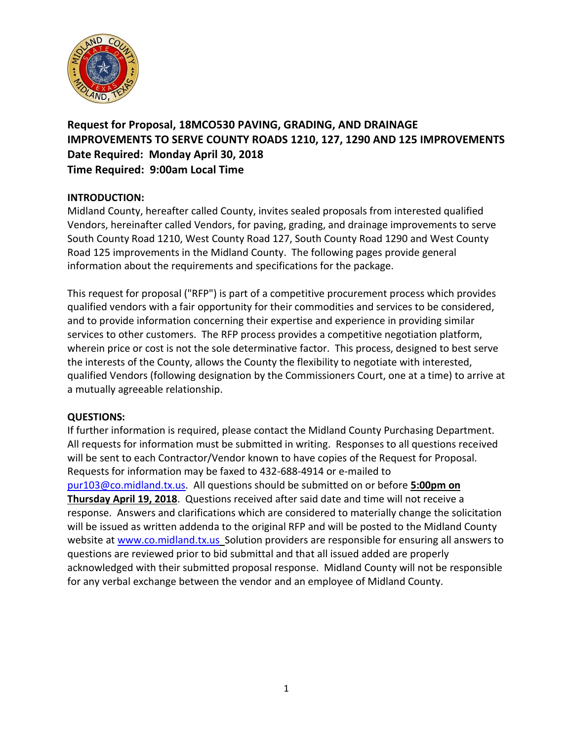**Request for Proposal, 18MCO530 PAVING, GRADING, AND DRAINAGE IMPROVEMENTS TO SERVE COUNTY ROADS 1210, 127, 1290 AND 125 IMPROVEMENTS**
**Date Required: Monday April 30, 2018**
**Time Required: 9:00am Local Time**

**INTRODUCTION:**

Midland County, hereafter called County, invites sealed proposals from interested qualified Vendors, hereinafter called Vendors, for paving, grading, and drainage improvements to serve South County Road 1210, West County Road 127, South County Road 1290 and West County Road 125 improvements in the Midland County. The following pages provide general information about the requirements and specifications for the package.

This request for proposal ("RFP") is part of a competitive procurement process which provides qualified vendors with a fair opportunity for their commodities and services to be considered, and to provide information concerning their expertise and experience in providing similar services to other customers. The RFP process provides a competitive negotiation platform, wherein price or cost is not the sole determinative factor. This process, designed to best serve the interests of the County, allows the County the flexibility to negotiate with interested, qualified Vendors (following designation by the Commissioners Court, one at a time) to arrive at a mutually agreeable relationship.

**QUESTIONS:**

If further information is required, please contact the Midland County Purchasing Department. All requests for information must be submitted in writing. Responses to all questions received will be sent to each Contractor/Vendor known to have copies of the Request for Proposal. Requests for information may be faxed to 432-688-4914 or e-mailed to pur103@co.midland.tx.us. All questions should be submitted on or before **5:00pm on Thursday April 19, 2018**. Questions received after said date and time will not receive a response. Answers and clarifications which are considered to materially change the solicitation will be issued as written addenda to the original RFP and will be posted to the Midland County website at www.co.midland.tx.us Solution providers are responsible for ensuring all answers to questions are reviewed prior to bid submittal and that all issued added are properly acknowledged with their submitted proposal response. Midland County will not be responsible for any verbal exchange between the vendor and an employee of Midland County.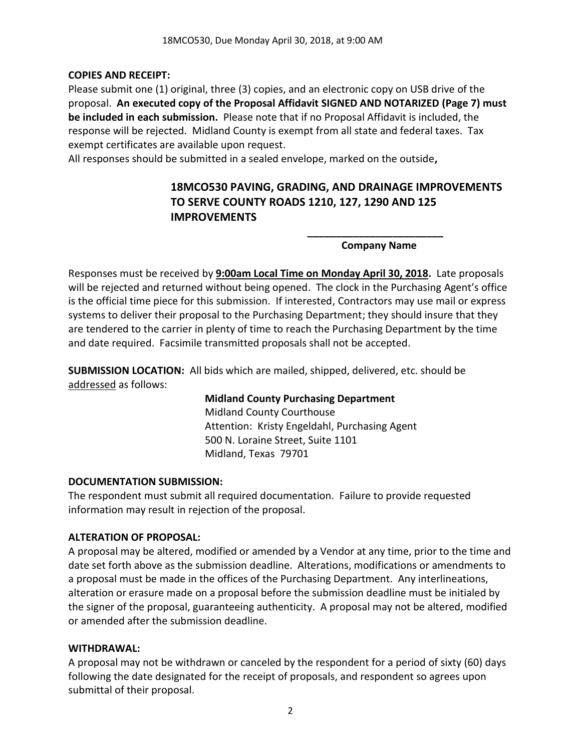**COPIES AND RECEIPT:**

Please submit one (1) original, three (3) copies, and an electronic copy on USB drive of the proposal. **An executed copy of the Proposal Affidavit SIGNED AND NOTARIZED (Page 7) must be included in each submission.** Please note that if no Proposal Affidavit is included, the response will be rejected. Midland County is exempt from all state and federal taxes. Tax exempt certificates are available upon request.

All responses should be submitted in a sealed envelope, marked on the outside**,**

**18MCO530 PAVING, GRADING, AND DRAINAGE IMPROVEMENTS TO SERVE COUNTY ROADS 1210, 127, 1290 AND 125 IMPROVEMENTS**

**________________________**
**Company Name**

Responses must be received by **9:00am Local Time on Monday April 30, 2018.** Late proposals will be rejected and returned without being opened. The clock in the Purchasing Agent's office is the official time piece for this submission. If interested, Contractors may use mail or express systems to deliver their proposal to the Purchasing Department; they should insure that they are tendered to the carrier in plenty of time to reach the Purchasing Department by the time and date required. Facsimile transmitted proposals shall not be accepted.

**SUBMISSION LOCATION:** All bids which are mailed, shipped, delivered, etc. should be addressed as follows:

**Midland County Purchasing Department**
Midland County Courthouse
Attention: Kristy Engeldahl, Purchasing Agent
500 N. Loraine Street, Suite 1101
Midland, Texas 79701

**DOCUMENTATION SUBMISSION:**

The respondent must submit all required documentation. Failure to provide requested information may result in rejection of the proposal.

**ALTERATION OF PROPOSAL:**

A proposal may be altered, modified or amended by a Vendor at any time, prior to the time and date set forth above as the submission deadline. Alterations, modifications or amendments to a proposal must be made in the offices of the Purchasing Department. Any interlineations, alteration or erasure made on a proposal before the submission deadline must be initialed by the signer of the proposal, guaranteeing authenticity. A proposal may not be altered, modified or amended after the submission deadline.

**WITHDRAWAL:**

A proposal may not be withdrawn or canceled by the respondent for a period of sixty (60) days following the date designated for the receipt of proposals, and respondent so agrees upon submittal of their proposal.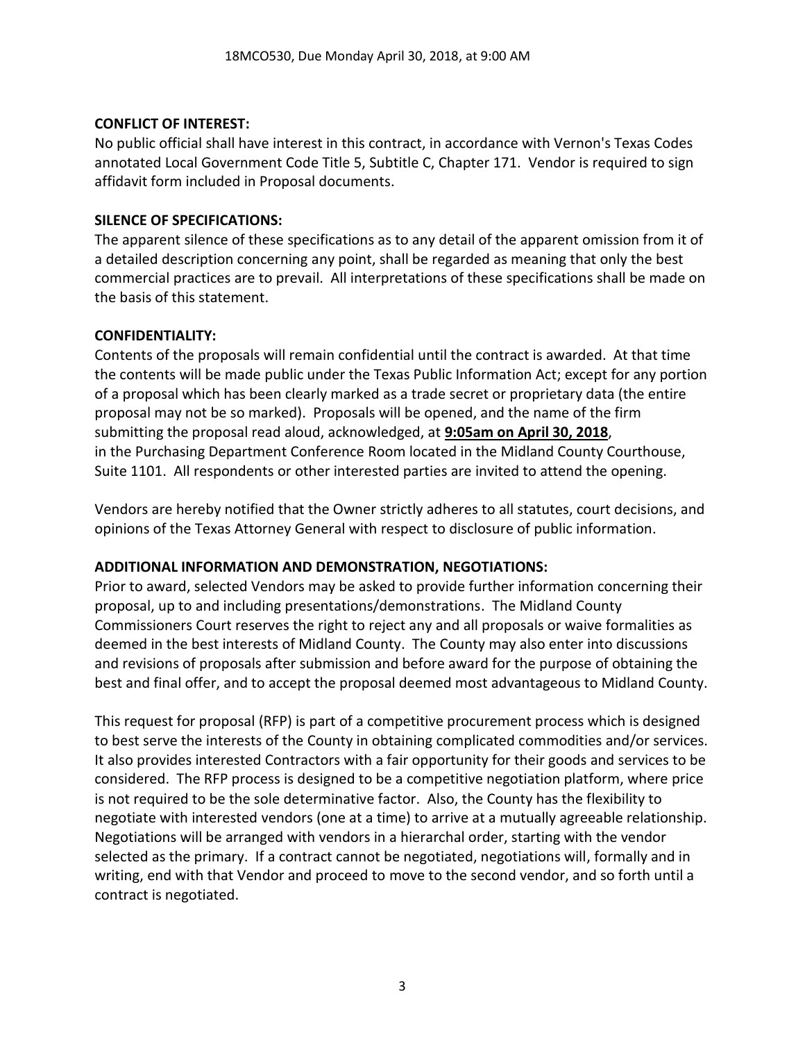**CONFLICT OF INTEREST:**
No public official shall have interest in this contract, in accordance with Vernon's Texas Codes annotated Local Government Code Title 5, Subtitle C, Chapter 171. Vendor is required to sign affidavit form included in Proposal documents.

**SILENCE OF SPECIFICATIONS:**
The apparent silence of these specifications as to any detail of the apparent omission from it of a detailed description concerning any point, shall be regarded as meaning that only the best commercial practices are to prevail. All interpretations of these specifications shall be made on the basis of this statement.

**CONFIDENTIALITY:**
Contents of the proposals will remain confidential until the contract is awarded. At that time the contents will be made public under the Texas Public Information Act; except for any portion of a proposal which has been clearly marked as a trade secret or proprietary data (the entire proposal may not be so marked). Proposals will be opened, and the name of the firm submitting the proposal read aloud, acknowledged, at **9:05am on April 30, 2018**, in the Purchasing Department Conference Room located in the Midland County Courthouse, Suite 1101. All respondents or other interested parties are invited to attend the opening.

Vendors are hereby notified that the Owner strictly adheres to all statutes, court decisions, and opinions of the Texas Attorney General with respect to disclosure of public information.

**ADDITIONAL INFORMATION AND DEMONSTRATION, NEGOTIATIONS:**
Prior to award, selected Vendors may be asked to provide further information concerning their proposal, up to and including presentations/demonstrations. The Midland County Commissioners Court reserves the right to reject any and all proposals or waive formalities as deemed in the best interests of Midland County. The County may also enter into discussions and revisions of proposals after submission and before award for the purpose of obtaining the best and final offer, and to accept the proposal deemed most advantageous to Midland County.

This request for proposal (RFP) is part of a competitive procurement process which is designed to best serve the interests of the County in obtaining complicated commodities and/or services. It also provides interested Contractors with a fair opportunity for their goods and services to be considered. The RFP process is designed to be a competitive negotiation platform, where price is not required to be the sole determinative factor. Also, the County has the flexibility to negotiate with interested vendors (one at a time) to arrive at a mutually agreeable relationship. Negotiations will be arranged with vendors in a hierarchal order, starting with the vendor selected as the primary. If a contract cannot be negotiated, negotiations will, formally and in writing, end with that Vendor and proceed to move to the second vendor, and so forth until a contract is negotiated.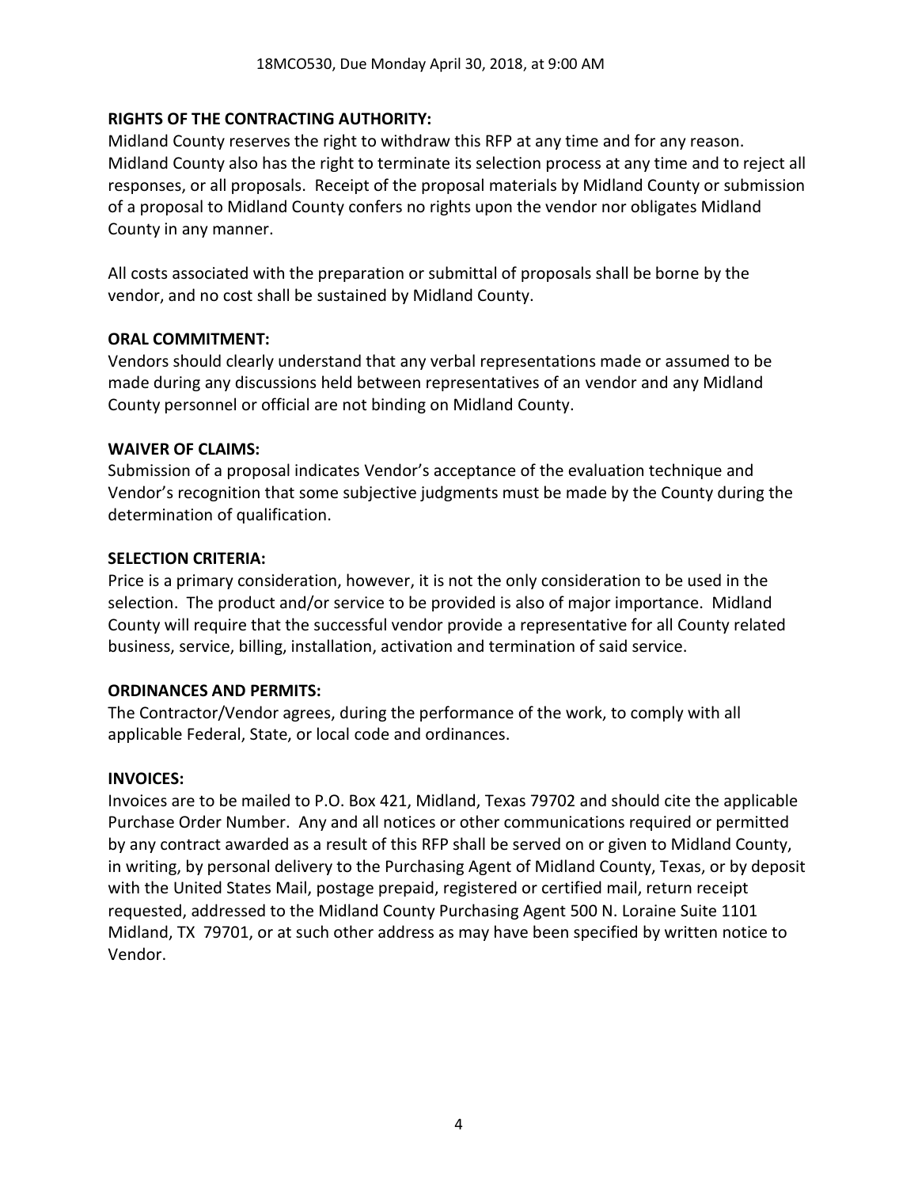**RIGHTS OF THE CONTRACTING AUTHORITY:**

Midland County reserves the right to withdraw this RFP at any time and for any reason. Midland County also has the right to terminate its selection process at any time and to reject all responses, or all proposals. Receipt of the proposal materials by Midland County or submission of a proposal to Midland County confers no rights upon the vendor nor obligates Midland County in any manner.

All costs associated with the preparation or submittal of proposals shall be borne by the vendor, and no cost shall be sustained by Midland County.

**ORAL COMMITMENT:**

Vendors should clearly understand that any verbal representations made or assumed to be made during any discussions held between representatives of an vendor and any Midland County personnel or official are not binding on Midland County.

**WAIVER OF CLAIMS:**

Submission of a proposal indicates Vendor's acceptance of the evaluation technique and Vendor's recognition that some subjective judgments must be made by the County during the determination of qualification.

**SELECTION CRITERIA:**

Price is a primary consideration, however, it is not the only consideration to be used in the selection. The product and/or service to be provided is also of major importance. Midland County will require that the successful vendor provide a representative for all County related business, service, billing, installation, activation and termination of said service.

**ORDINANCES AND PERMITS:**

The Contractor/Vendor agrees, during the performance of the work, to comply with all applicable Federal, State, or local code and ordinances.

**INVOICES:**

Invoices are to be mailed to P.O. Box 421, Midland, Texas 79702 and should cite the applicable Purchase Order Number. Any and all notices or other communications required or permitted by any contract awarded as a result of this RFP shall be served on or given to Midland County, in writing, by personal delivery to the Purchasing Agent of Midland County, Texas, or by deposit with the United States Mail, postage prepaid, registered or certified mail, return receipt requested, addressed to the Midland County Purchasing Agent 500 N. Loraine Suite 1101 Midland, TX 79701, or at such other address as may have been specified by written notice to Vendor.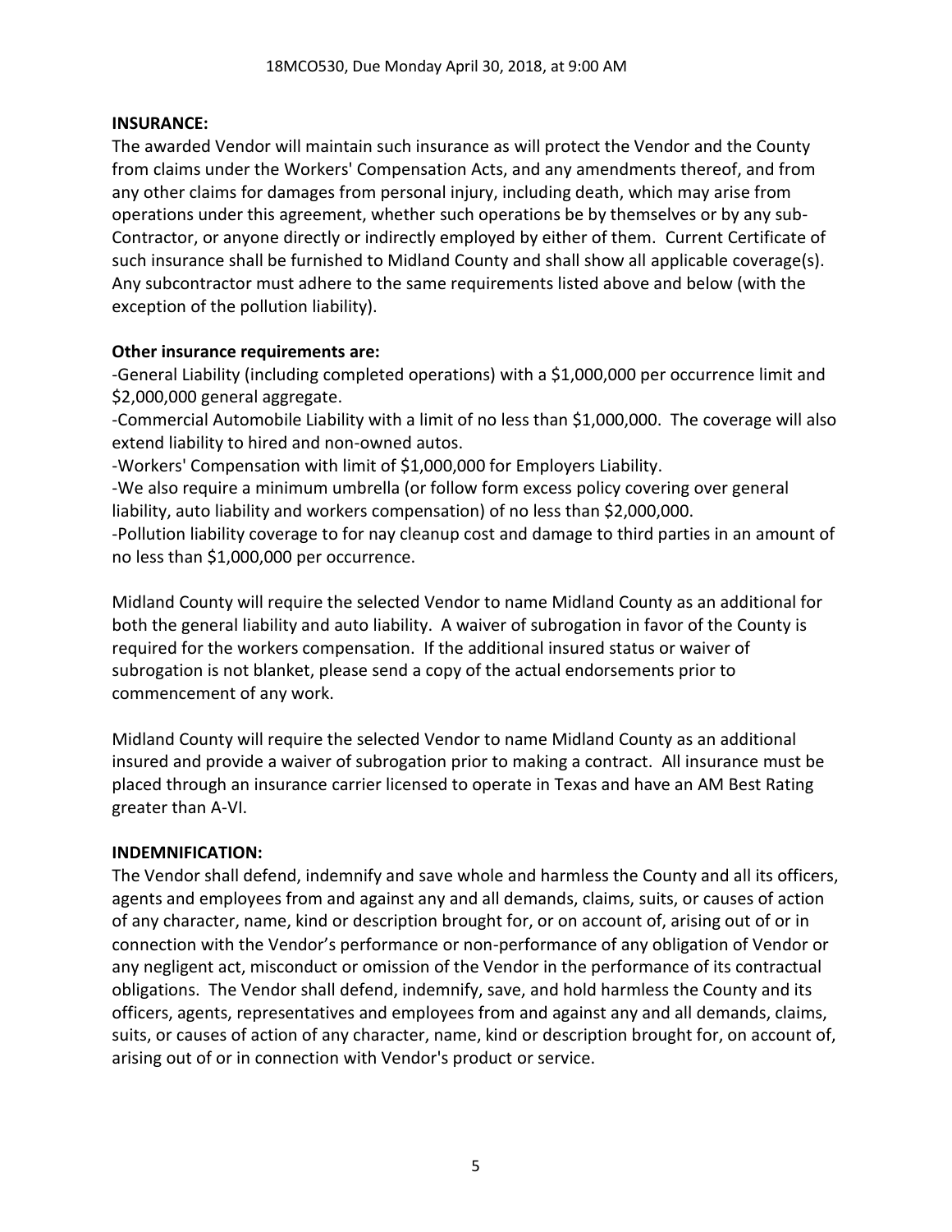**INSURANCE:**

The awarded Vendor will maintain such insurance as will protect the Vendor and the County from claims under the Workers' Compensation Acts, and any amendments thereof, and from any other claims for damages from personal injury, including death, which may arise from operations under this agreement, whether such operations be by themselves or by any sub-Contractor, or anyone directly or indirectly employed by either of them. Current Certificate of such insurance shall be furnished to Midland County and shall show all applicable coverage(s). Any subcontractor must adhere to the same requirements listed above and below (with the exception of the pollution liability).

**Other insurance requirements are:**

-General Liability (including completed operations) with a $1,000,000 per occurrence limit and $2,000,000 general aggregate.

-Commercial Automobile Liability with a limit of no less than $1,000,000. The coverage will also extend liability to hired and non-owned autos.

-Workers' Compensation with limit of $1,000,000 for Employers Liability.

-We also require a minimum umbrella (or follow form excess policy covering over general liability, auto liability and workers compensation) of no less than $2,000,000.

-Pollution liability coverage to for nay cleanup cost and damage to third parties in an amount of no less than $1,000,000 per occurrence.

Midland County will require the selected Vendor to name Midland County as an additional for both the general liability and auto liability. A waiver of subrogation in favor of the County is required for the workers compensation. If the additional insured status or waiver of subrogation is not blanket, please send a copy of the actual endorsements prior to commencement of any work.

Midland County will require the selected Vendor to name Midland County as an additional insured and provide a waiver of subrogation prior to making a contract. All insurance must be placed through an insurance carrier licensed to operate in Texas and have an AM Best Rating greater than A-VI.

**INDEMNIFICATION:**

The Vendor shall defend, indemnify and save whole and harmless the County and all its officers, agents and employees from and against any and all demands, claims, suits, or causes of action of any character, name, kind or description brought for, or on account of, arising out of or in connection with the Vendor's performance or non-performance of any obligation of Vendor or any negligent act, misconduct or omission of the Vendor in the performance of its contractual obligations. The Vendor shall defend, indemnify, save, and hold harmless the County and its officers, agents, representatives and employees from and against any and all demands, claims, suits, or causes of action of any character, name, kind or description brought for, on account of, arising out of or in connection with Vendor's product or service.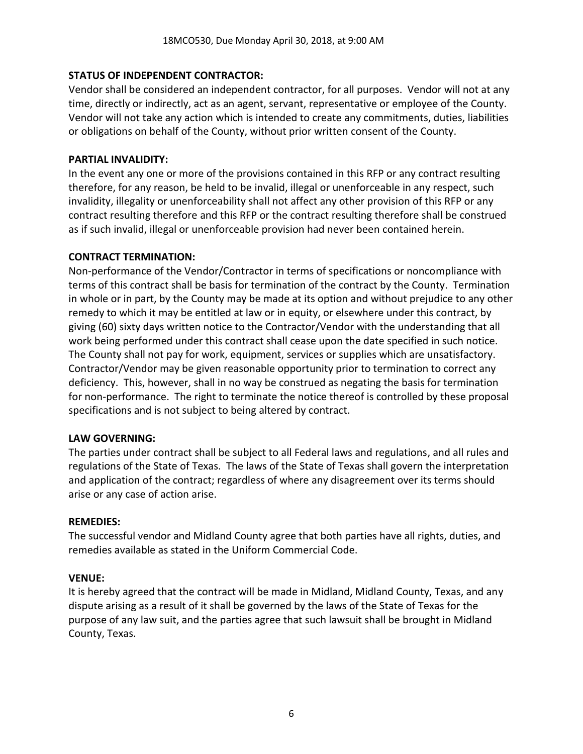**STATUS OF INDEPENDENT CONTRACTOR:**
Vendor shall be considered an independent contractor, for all purposes. Vendor will not at any time, directly or indirectly, act as an agent, servant, representative or employee of the County. Vendor will not take any action which is intended to create any commitments, duties, liabilities or obligations on behalf of the County, without prior written consent of the County.

**PARTIAL INVALIDITY:**
In the event any one or more of the provisions contained in this RFP or any contract resulting therefore, for any reason, be held to be invalid, illegal or unenforceable in any respect, such invalidity, illegality or unenforceability shall not affect any other provision of this RFP or any contract resulting therefore and this RFP or the contract resulting therefore shall be construed as if such invalid, illegal or unenforceable provision had never been contained herein.

**CONTRACT TERMINATION:**
Non-performance of the Vendor/Contractor in terms of specifications or noncompliance with terms of this contract shall be basis for termination of the contract by the County. Termination in whole or in part, by the County may be made at its option and without prejudice to any other remedy to which it may be entitled at law or in equity, or elsewhere under this contract, by giving (60) sixty days written notice to the Contractor/Vendor with the understanding that all work being performed under this contract shall cease upon the date specified in such notice. The County shall not pay for work, equipment, services or supplies which are unsatisfactory. Contractor/Vendor may be given reasonable opportunity prior to termination to correct any deficiency. This, however, shall in no way be construed as negating the basis for termination for non-performance. The right to terminate the notice thereof is controlled by these proposal specifications and is not subject to being altered by contract.

**LAW GOVERNING:**
The parties under contract shall be subject to all Federal laws and regulations, and all rules and regulations of the State of Texas. The laws of the State of Texas shall govern the interpretation and application of the contract; regardless of where any disagreement over its terms should arise or any case of action arise.

**REMEDIES:**
The successful vendor and Midland County agree that both parties have all rights, duties, and remedies available as stated in the Uniform Commercial Code.

**VENUE:**
It is hereby agreed that the contract will be made in Midland, Midland County, Texas, and any dispute arising as a result of it shall be governed by the laws of the State of Texas for the purpose of any law suit, and the parties agree that such lawsuit shall be brought in Midland County, Texas.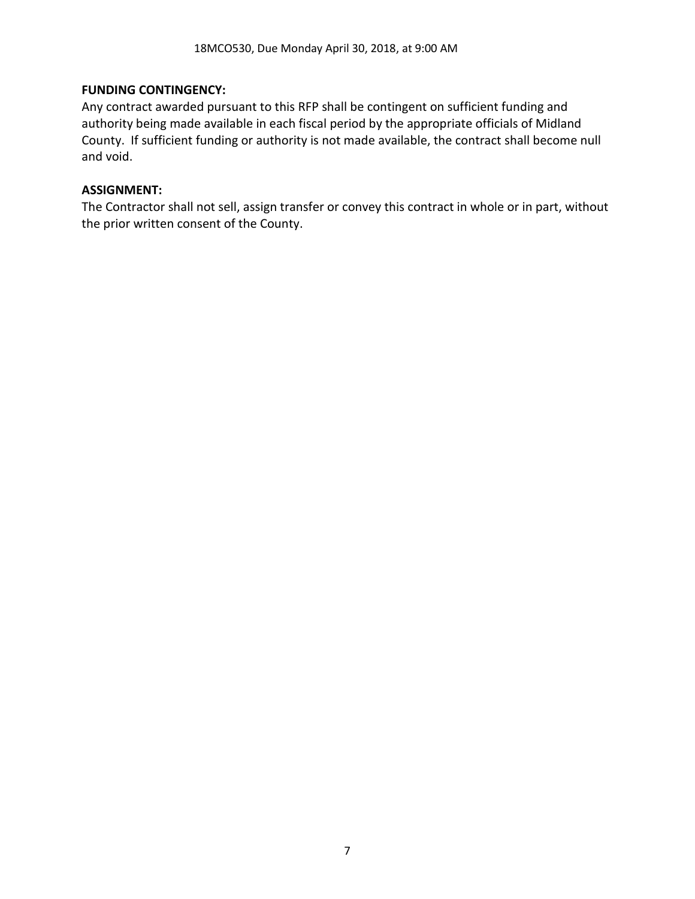**FUNDING CONTINGENCY:**
Any contract awarded pursuant to this RFP shall be contingent on sufficient funding and authority being made available in each fiscal period by the appropriate officials of Midland County. If sufficient funding or authority is not made available, the contract shall become null and void.

**ASSIGNMENT:**
The Contractor shall not sell, assign transfer or convey this contract in whole or in part, without the prior written consent of the County.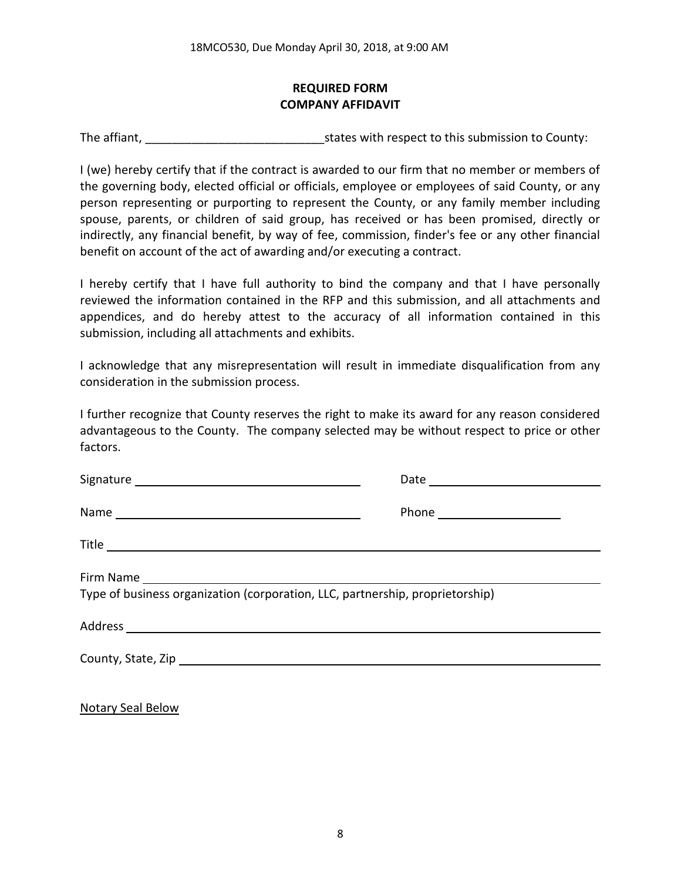**REQUIRED FORM**
**COMPANY AFFIDAVIT**

The affiant, ___________________________ states with respect to this submission to County:

I (we) hereby certify that if the contract is awarded to our firm that no member or members of the governing body, elected official or officials, employee or employees of said County, or any person representing or purporting to represent the County, or any family member including spouse, parents, or children of said group, has received or has been promised, directly or indirectly, any financial benefit, by way of fee, commission, finder's fee or any other financial benefit on account of the act of awarding and/or executing a contract.

I hereby certify that I have full authority to bind the company and that I have personally reviewed the information contained in the RFP and this submission, and all attachments and appendices, and do hereby attest to the accuracy of all information contained in this submission, including all attachments and exhibits.

I acknowledge that any misrepresentation will result in immediate disqualification from any consideration in the submission process.

I further recognize that County reserves the right to make its award for any reason considered advantageous to the County. The company selected may be without respect to price or other factors.

Signature ______________________________ Date ______________________

Name ______________________________ Phone ________________

Title ______________________________________________________________

Firm Name ______________________________________________________________
Type of business organization (corporation, LLC, partnership, proprietorship)

Address ______________________________________________________________

County, State, Zip ______________________________________________________

Notary Seal Below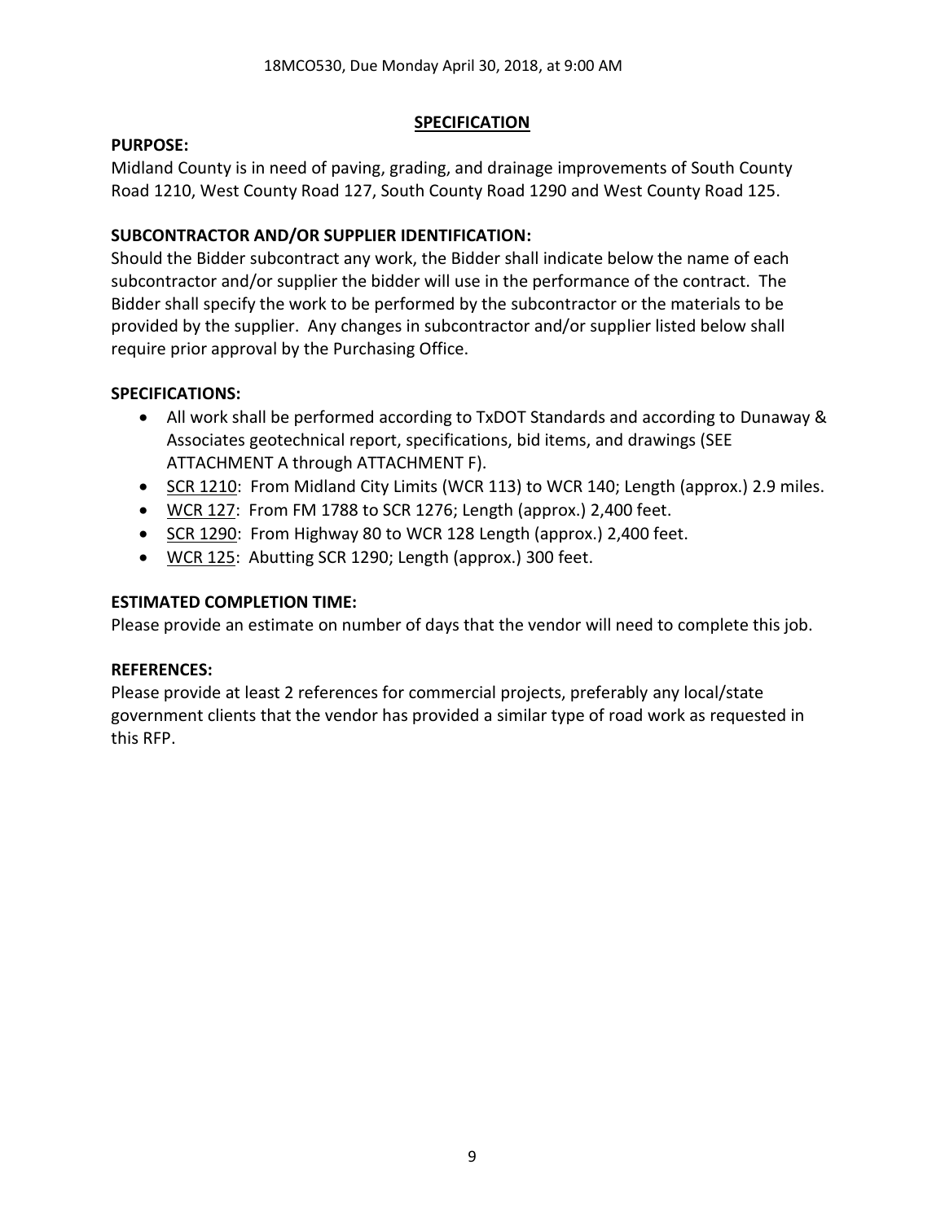## SPECIFICATION

**PURPOSE:**

Midland County is in need of paving, grading, and drainage improvements of South County Road 1210, West County Road 127, South County Road 1290 and West County Road 125.

**SUBCONTRACTOR AND/OR SUPPLIER IDENTIFICATION:**

Should the Bidder subcontract any work, the Bidder shall indicate below the name of each subcontractor and/or supplier the bidder will use in the performance of the contract. The Bidder shall specify the work to be performed by the subcontractor or the materials to be provided by the supplier. Any changes in subcontractor and/or supplier listed below shall require prior approval by the Purchasing Office.

**SPECIFICATIONS:**

- All work shall be performed according to TxDOT Standards and according to Dunaway & Associates geotechnical report, specifications, bid items, and drawings (SEE ATTACHMENT A through ATTACHMENT F).
- SCR 1210: From Midland City Limits (WCR 113) to WCR 140; Length (approx.) 2.9 miles.
- WCR 127: From FM 1788 to SCR 1276; Length (approx.) 2,400 feet.
- SCR 1290: From Highway 80 to WCR 128 Length (approx.) 2,400 feet.
- WCR 125: Abutting SCR 1290; Length (approx.) 300 feet.

**ESTIMATED COMPLETION TIME:**

Please provide an estimate on number of days that the vendor will need to complete this job.

**REFERENCES:**

Please provide at least 2 references for commercial projects, preferably any local/state government clients that the vendor has provided a similar type of road work as requested in this RFP.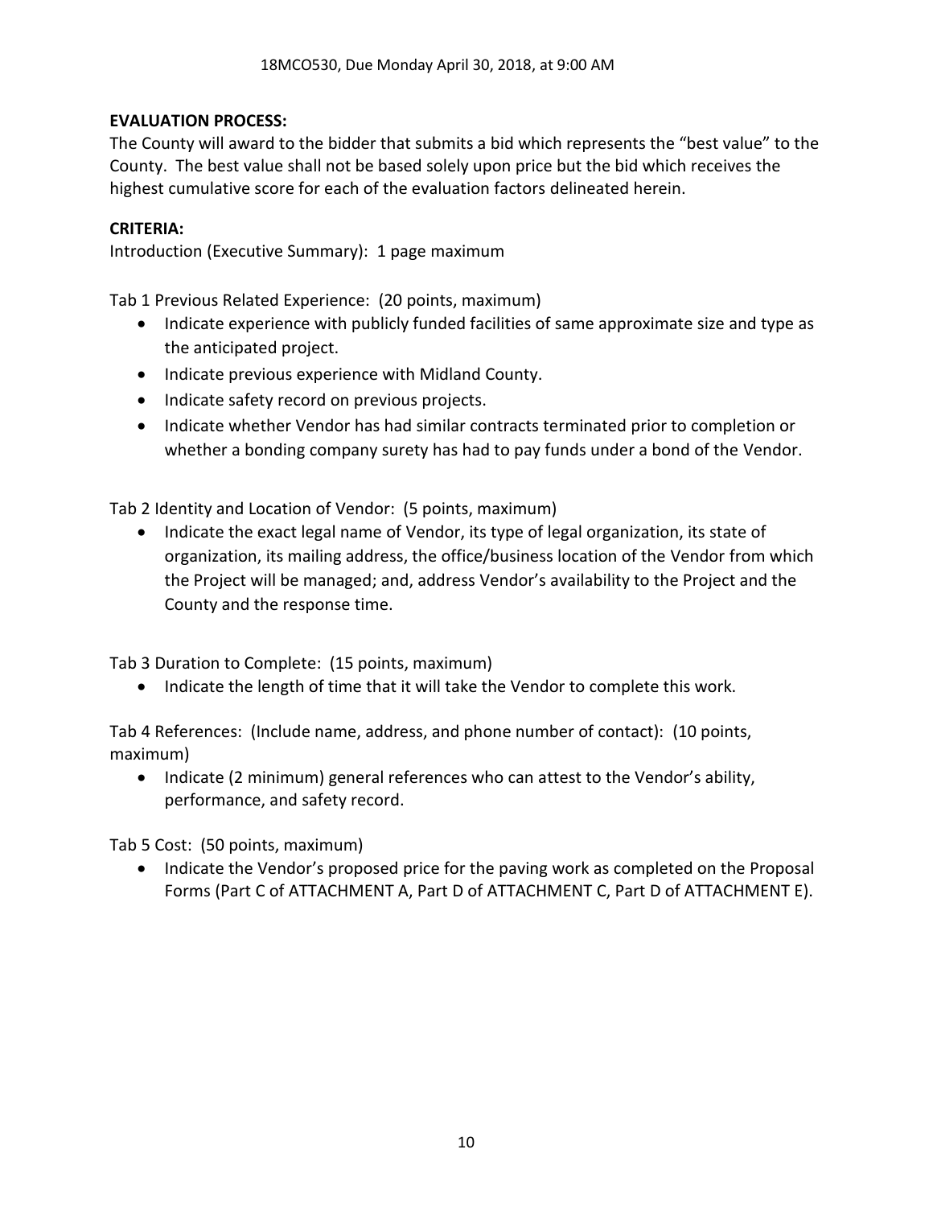**EVALUATION PROCESS:**
The County will award to the bidder that submits a bid which represents the "best value" to the County. The best value shall not be based solely upon price but the bid which receives the highest cumulative score for each of the evaluation factors delineated herein.

**CRITERIA:**
Introduction (Executive Summary): 1 page maximum

Tab 1 Previous Related Experience: (20 points, maximum)

- Indicate experience with publicly funded facilities of same approximate size and type as the anticipated project.
- Indicate previous experience with Midland County.
- Indicate safety record on previous projects.
- Indicate whether Vendor has had similar contracts terminated prior to completion or whether a bonding company surety has had to pay funds under a bond of the Vendor.

Tab 2 Identity and Location of Vendor: (5 points, maximum)

- Indicate the exact legal name of Vendor, its type of legal organization, its state of organization, its mailing address, the office/business location of the Vendor from which the Project will be managed; and, address Vendor's availability to the Project and the County and the response time.

Tab 3 Duration to Complete: (15 points, maximum)

- Indicate the length of time that it will take the Vendor to complete this work.

Tab 4 References: (Include name, address, and phone number of contact): (10 points, maximum)

- Indicate (2 minimum) general references who can attest to the Vendor's ability, performance, and safety record.

Tab 5 Cost: (50 points, maximum)

- Indicate the Vendor's proposed price for the paving work as completed on the Proposal Forms (Part C of ATTACHMENT A, Part D of ATTACHMENT C, Part D of ATTACHMENT E).